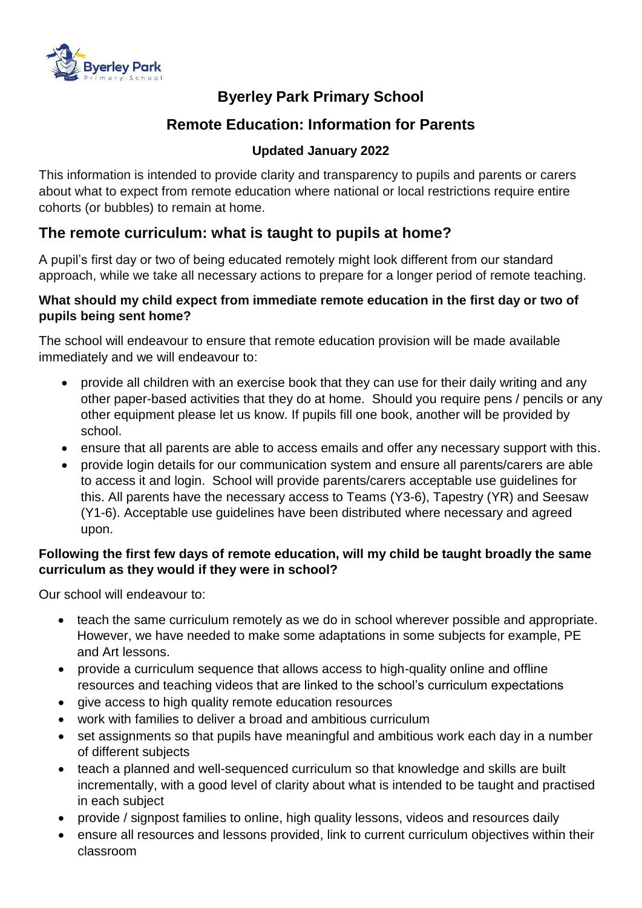# Byerley Park Primary School

## Remote Education: Information for Parents

### Updated January 2022

This information is intended to provide clarity and transparency to pupils and parents or carers about what to expect from remote education where national or local restrictions require entire cohorts (or bubbles) to remain at home.

## The remote curriculum: what is taught to pupils at home?

A pupil's first day or two of being educated remotely might look different from our standard approach, while we take all necessary actions to prepare for a longer period of remote teaching.

**What should my child expect from immediate remote education in the first day or two of pupils being sent home?**

The school will endeavour to ensure that remote education provision will be made available immediately and we will endeavour to:

- provide all children with an exercise book that they can use for their daily writing and any other paper-based activities that they do at home. Should you require pens / pencils or any other equipment please let us know. If pupils fill one book, another will be provided by school.
- ensure that all parents are able to access emails and offer any necessary support with this.
- provide login details for our communication system and ensure all parents/carers are able to access it and login. School will provide parents/carers acceptable use guidelines for this. All parents have the necessary access to Teams (Y3-6), Tapestry (YR) and Seesaw (Y1-6). Acceptable use guidelines have been distributed where necessary and agreed upon.

**Following the first few days of remote education, will my child be taught broadly the same curriculum as they would if they were in school?**

Our school will endeavour to:

- teach the same curriculum remotely as we do in school wherever possible and appropriate. However, we have needed to make some adaptations in some subjects for example, PE and Art lessons.
- provide a curriculum sequence that allows access to high-quality online and offline resources and teaching videos that are linked to the school's curriculum expectations
- give access to high quality remote education resources
- work with families to deliver a broad and ambitious curriculum
- set assignments so that pupils have meaningful and ambitious work each day in a number of different subjects
- teach a planned and well-sequenced curriculum so that knowledge and skills are built incrementally, with a good level of clarity about what is intended to be taught and practised in each subject
- provide / signpost families to online, high quality lessons, videos and resources daily
- ensure all resources and lessons provided, link to current curriculum objectives within their classroom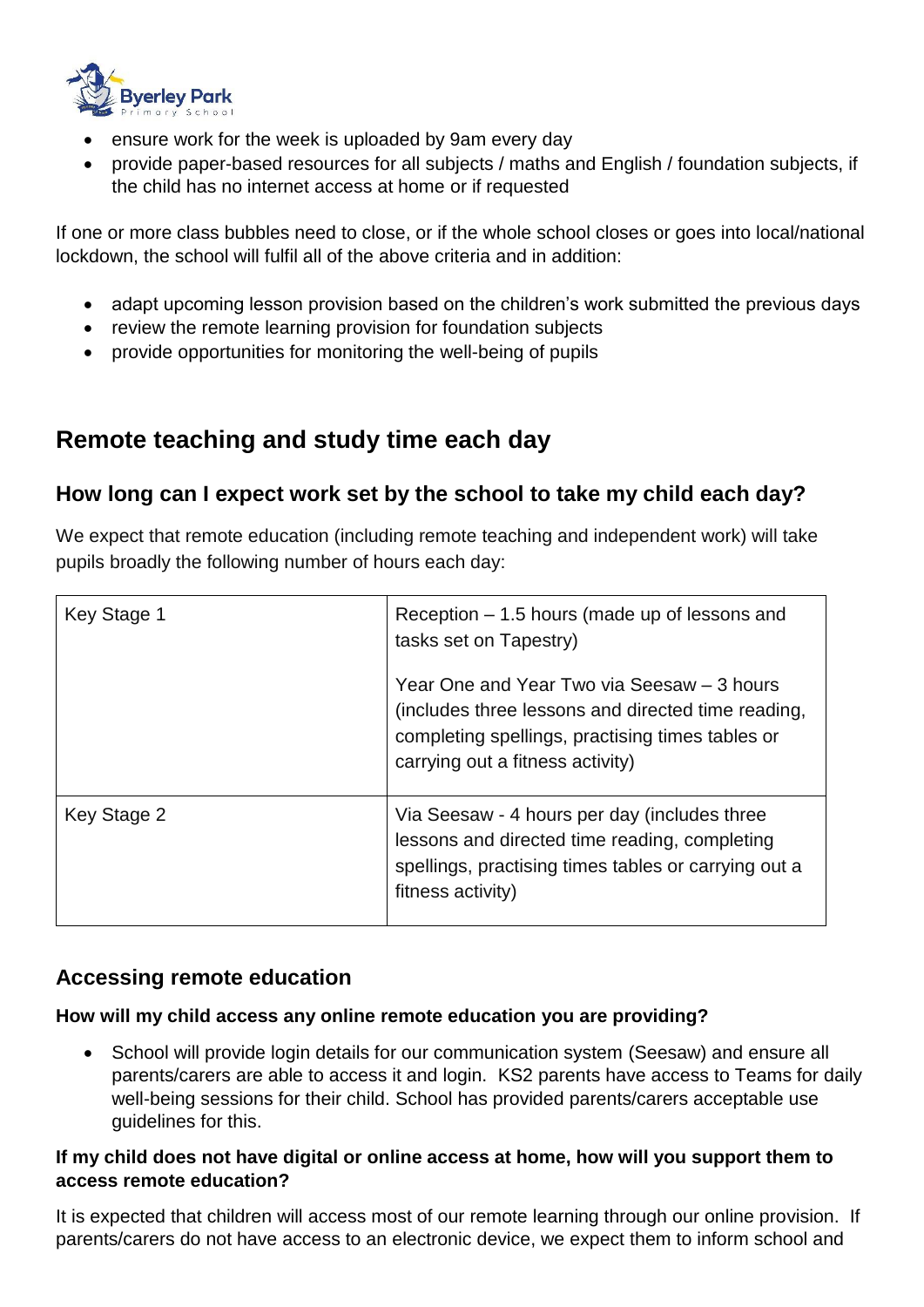- ensure work for the week is uploaded by 9am every day
- provide paper-based resources for all subjects / maths and English / foundation subjects, if the child has no internet access at home or if requested

If one or more class bubbles need to close, or if the whole school closes or goes into local/national lockdown, the school will fulfil all of the above criteria and in addition:

- adapt upcoming lesson provision based on the children's work submitted the previous days
- review the remote learning provision for foundation subjects
- provide opportunities for monitoring the well-being of pupils

## Remote teaching and study time each day

### How long can I expect work set by the school to take my child each day?

We expect that remote education (including remote teaching and independent work) will take pupils broadly the following number of hours each day:

| | |
|---|---|
| Key Stage 1 | Reception – 1.5 hours (made up of lessons and tasks set on Tapestry)<br><br>Year One and Year Two via Seesaw – 3 hours (includes three lessons and directed time reading, completing spellings, practising times tables or carrying out a fitness activity) |
| Key Stage 2 | Via Seesaw - 4 hours per day (includes three lessons and directed time reading, completing spellings, practising times tables or carrying out a fitness activity) |

### Accessing remote education

**How will my child access any online remote education you are providing?**

- School will provide login details for our communication system (Seesaw) and ensure all parents/carers are able to access it and login. KS2 parents have access to Teams for daily well-being sessions for their child. School has provided parents/carers acceptable use guidelines for this.

**If my child does not have digital or online access at home, how will you support them to access remote education?**

It is expected that children will access most of our remote learning through our online provision. If parents/carers do not have access to an electronic device, we expect them to inform school and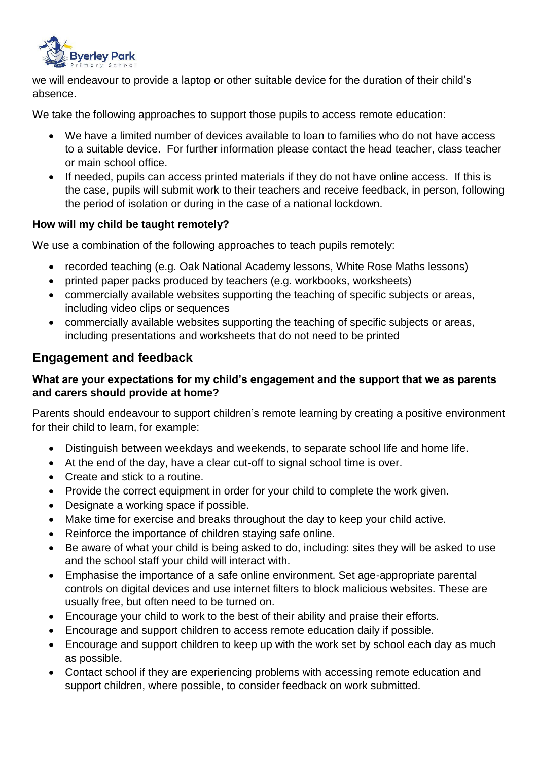we will endeavour to provide a laptop or other suitable device for the duration of their child's absence.

We take the following approaches to support those pupils to access remote education:

- We have a limited number of devices available to loan to families who do not have access to a suitable device. For further information please contact the head teacher, class teacher or main school office.
- If needed, pupils can access printed materials if they do not have online access. If this is the case, pupils will submit work to their teachers and receive feedback, in person, following the period of isolation or during in the case of a national lockdown.

**How will my child be taught remotely?**

We use a combination of the following approaches to teach pupils remotely:

- recorded teaching (e.g. Oak National Academy lessons, White Rose Maths lessons)
- printed paper packs produced by teachers (e.g. workbooks, worksheets)
- commercially available websites supporting the teaching of specific subjects or areas, including video clips or sequences
- commercially available websites supporting the teaching of specific subjects or areas, including presentations and worksheets that do not need to be printed

## Engagement and feedback

**What are your expectations for my child's engagement and the support that we as parents and carers should provide at home?**

Parents should endeavour to support children's remote learning by creating a positive environment for their child to learn, for example:

- Distinguish between weekdays and weekends, to separate school life and home life.
- At the end of the day, have a clear cut-off to signal school time is over.
- Create and stick to a routine.
- Provide the correct equipment in order for your child to complete the work given.
- Designate a working space if possible.
- Make time for exercise and breaks throughout the day to keep your child active.
- Reinforce the importance of children staying safe online.
- Be aware of what your child is being asked to do, including: sites they will be asked to use and the school staff your child will interact with.
- Emphasise the importance of a safe online environment. Set age-appropriate parental controls on digital devices and use internet filters to block malicious websites. These are usually free, but often need to be turned on.
- Encourage your child to work to the best of their ability and praise their efforts.
- Encourage and support children to access remote education daily if possible.
- Encourage and support children to keep up with the work set by school each day as much as possible.
- Contact school if they are experiencing problems with accessing remote education and support children, where possible, to consider feedback on work submitted.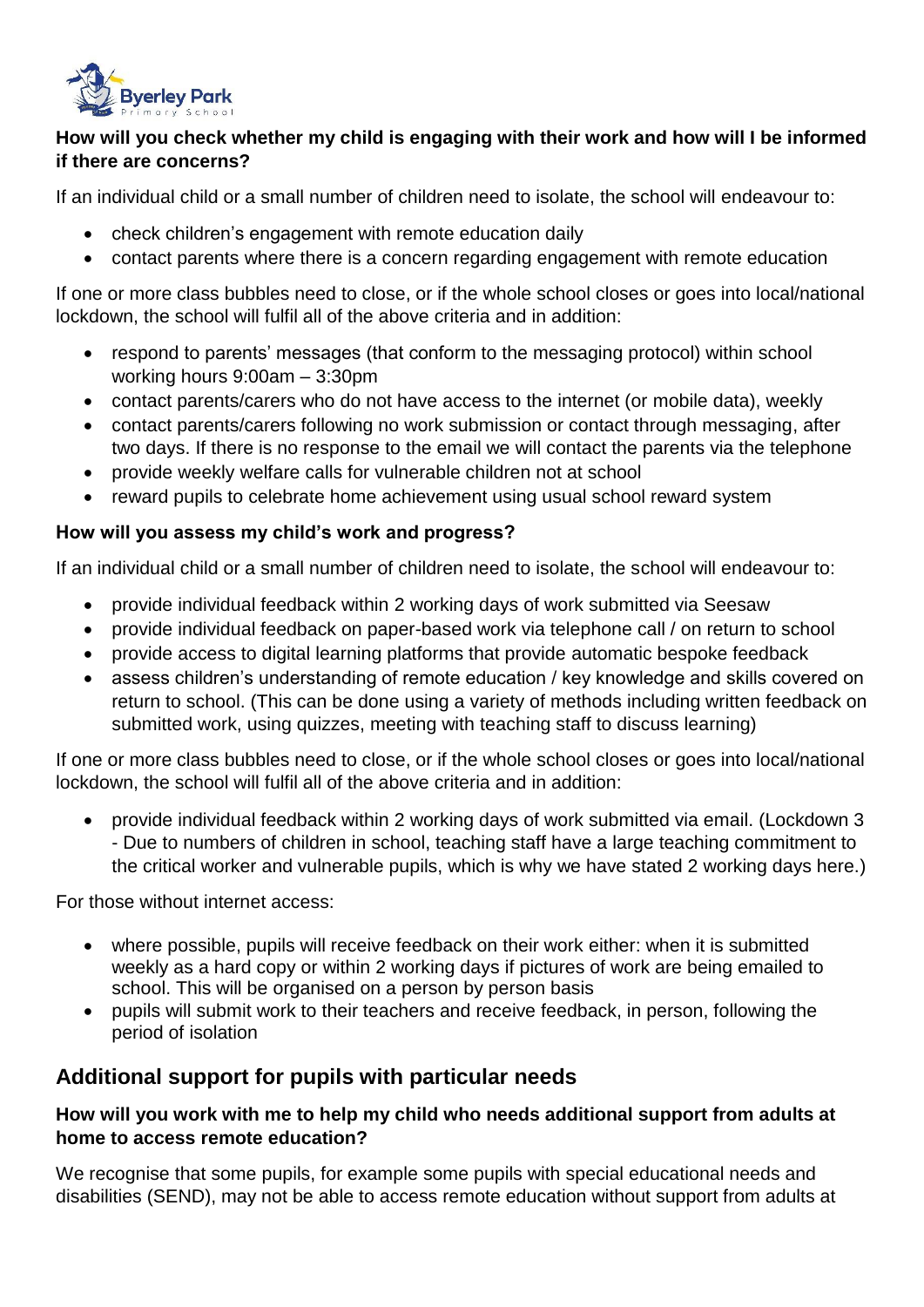**How will you check whether my child is engaging with their work and how will I be informed if there are concerns?**

If an individual child or a small number of children need to isolate, the school will endeavour to:

- check children's engagement with remote education daily
- contact parents where there is a concern regarding engagement with remote education

If one or more class bubbles need to close, or if the whole school closes or goes into local/national lockdown, the school will fulfil all of the above criteria and in addition:

- respond to parents' messages (that conform to the messaging protocol) within school working hours 9:00am – 3:30pm
- contact parents/carers who do not have access to the internet (or mobile data), weekly
- contact parents/carers following no work submission or contact through messaging, after two days. If there is no response to the email we will contact the parents via the telephone
- provide weekly welfare calls for vulnerable children not at school
- reward pupils to celebrate home achievement using usual school reward system

**How will you assess my child's work and progress?**

If an individual child or a small number of children need to isolate, the school will endeavour to:

- provide individual feedback within 2 working days of work submitted via Seesaw
- provide individual feedback on paper-based work via telephone call / on return to school
- provide access to digital learning platforms that provide automatic bespoke feedback
- assess children's understanding of remote education / key knowledge and skills covered on return to school. (This can be done using a variety of methods including written feedback on submitted work, using quizzes, meeting with teaching staff to discuss learning)

If one or more class bubbles need to close, or if the whole school closes or goes into local/national lockdown, the school will fulfil all of the above criteria and in addition:

- provide individual feedback within 2 working days of work submitted via email. (Lockdown 3 - Due to numbers of children in school, teaching staff have a large teaching commitment to the critical worker and vulnerable pupils, which is why we have stated 2 working days here.)

For those without internet access:

- where possible, pupils will receive feedback on their work either: when it is submitted weekly as a hard copy or within 2 working days if pictures of work are being emailed to school. This will be organised on a person by person basis
- pupils will submit work to their teachers and receive feedback, in person, following the period of isolation

## Additional support for pupils with particular needs

**How will you work with me to help my child who needs additional support from adults at home to access remote education?**

We recognise that some pupils, for example some pupils with special educational needs and disabilities (SEND), may not be able to access remote education without support from adults at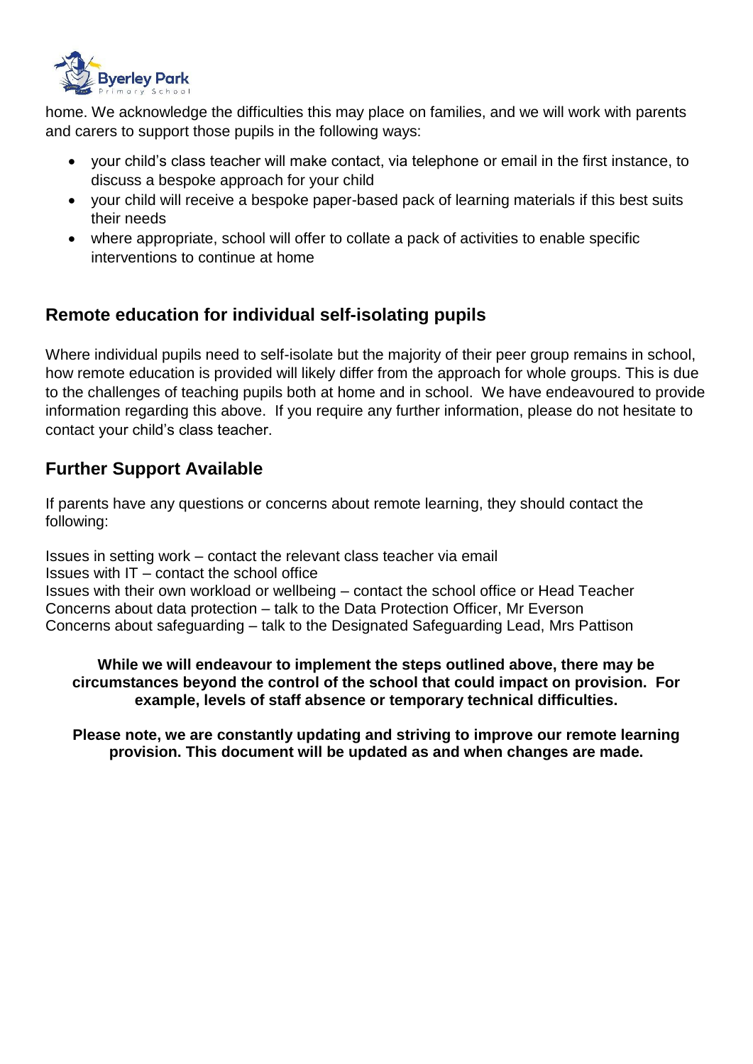home. We acknowledge the difficulties this may place on families, and we will work with parents and carers to support those pupils in the following ways:

- your child's class teacher will make contact, via telephone or email in the first instance, to discuss a bespoke approach for your child
- your child will receive a bespoke paper-based pack of learning materials if this best suits their needs
- where appropriate, school will offer to collate a pack of activities to enable specific interventions to continue at home

## Remote education for individual self-isolating pupils

Where individual pupils need to self-isolate but the majority of their peer group remains in school, how remote education is provided will likely differ from the approach for whole groups. This is due to the challenges of teaching pupils both at home and in school. We have endeavoured to provide information regarding this above. If you require any further information, please do not hesitate to contact your child's class teacher.

## Further Support Available

If parents have any questions or concerns about remote learning, they should contact the following:

Issues in setting work – contact the relevant class teacher via email
Issues with IT – contact the school office
Issues with their own workload or wellbeing – contact the school office or Head Teacher
Concerns about data protection – talk to the Data Protection Officer, Mr Everson
Concerns about safeguarding – talk to the Designated Safeguarding Lead, Mrs Pattison

**While we will endeavour to implement the steps outlined above, there may be circumstances beyond the control of the school that could impact on provision. For example, levels of staff absence or temporary technical difficulties.**

**Please note, we are constantly updating and striving to improve our remote learning provision. This document will be updated as and when changes are made.**